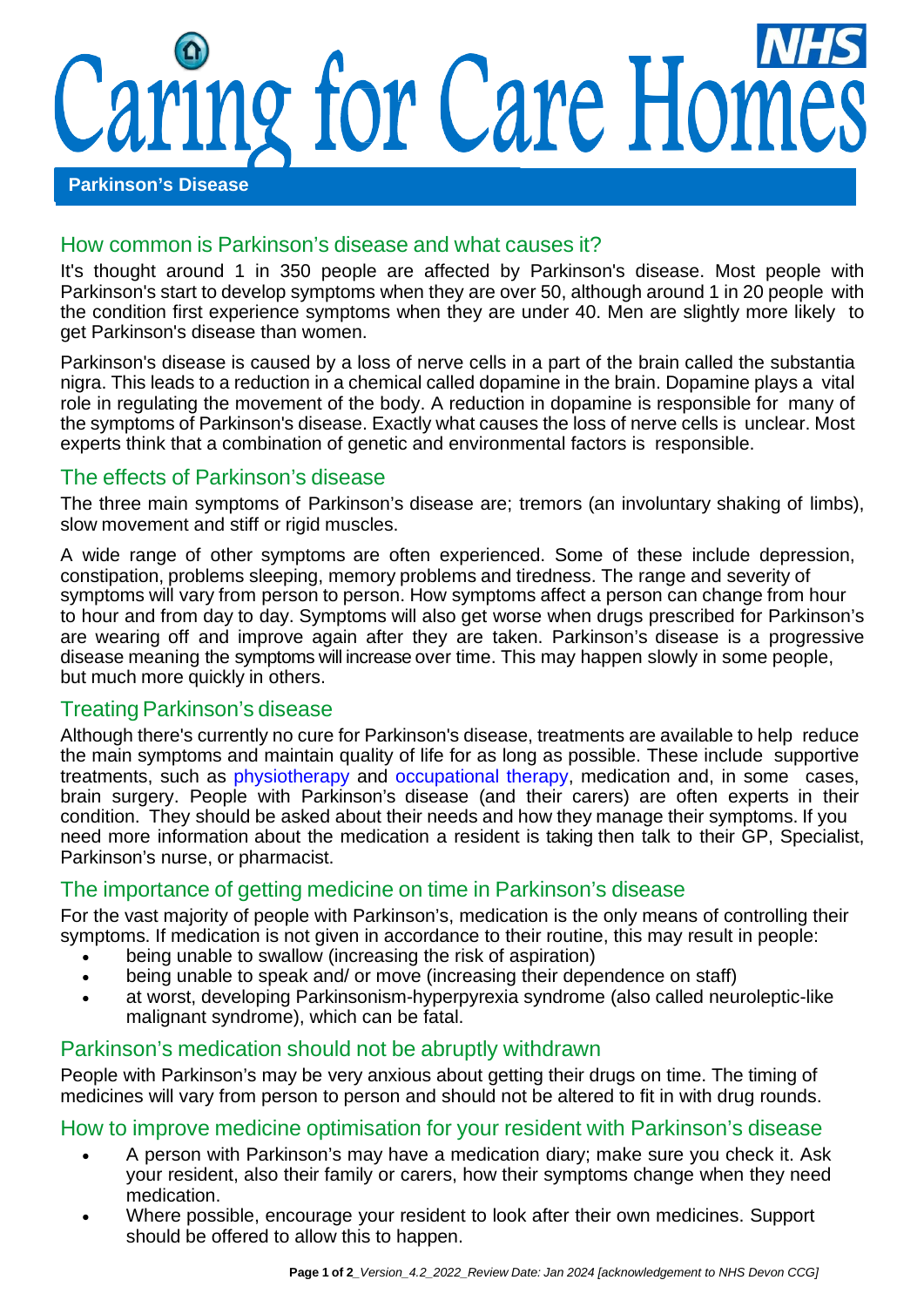# Caring for Care Homes

## Parkinson's Disease

### How common is Parkinson's disease and what causes it?

It's thought around 1 in 350 people are affected by Parkinson's disease. Most people with Parkinson's start to develop symptoms when they are over 50, although around 1 in 20 people with the condition first experience symptoms when they are under 40. Men are slightly more likely to get Parkinson's disease than women.

Parkinson's disease is caused by a loss of nerve cells in a part of the brain called the substantia nigra. This leads to a reduction in a chemical called dopamine in the brain. Dopamine plays a vital role in regulating the movement of the body. A reduction in dopamine is responsible for many of the symptoms of Parkinson's disease. Exactly what causes the loss of nerve cells is unclear. Most experts think that a combination of genetic and environmental factors is responsible.

### The effects of Parkinson's disease

The three main symptoms of Parkinson's disease are; tremors (an involuntary shaking of limbs), slow movement and stiff or rigid muscles.

A wide range of other symptoms are often experienced. Some of these include depression, constipation, problems sleeping, memory problems and tiredness. The range and severity of symptoms will vary from person to person. How symptoms affect a person can change from hour to hour and from day to day. Symptoms will also get worse when drugs prescribed for Parkinson's are wearing off and improve again after they are taken. Parkinson's disease is a progressive disease meaning the symptoms will increase over time. This may happen slowly in some people, but much more quickly in others.

### Treating Parkinson's disease

Although there's currently no cure for Parkinson's disease, treatments are available to help reduce the main symptoms and maintain quality of life for as long as possible. These include supportive treatments, such as physiotherapy and occupational therapy, medication and, in some cases, brain surgery. People with Parkinson's disease (and their carers) are often experts in their condition. They should be asked about their needs and how they manage their symptoms. If you need more information about the medication a resident is taking then talk to their GP, Specialist, Parkinson's nurse, or pharmacist.

### The importance of getting medicine on time in Parkinson's disease

For the vast majority of people with Parkinson's, medication is the only means of controlling their symptoms. If medication is not given in accordance to their routine, this may result in people:

- being unable to swallow (increasing the risk of aspiration)
- being unable to speak and/ or move (increasing their dependence on staff)
- at worst, developing Parkinsonism-hyperpyrexia syndrome (also called neuroleptic-like malignant syndrome), which can be fatal.

### Parkinson's medication should not be abruptly withdrawn

People with Parkinson's may be very anxious about getting their drugs on time. The timing of medicines will vary from person to person and should not be altered to fit in with drug rounds.

### How to improve medicine optimisation for your resident with Parkinson's disease

- A person with Parkinson's may have a medication diary; make sure you check it. Ask your resident, also their family or carers, how their symptoms change when they need medication.
- Where possible, encourage your resident to look after their own medicines. Support should be offered to allow this to happen.

*Version_4.2_2022_Review Date: Jan 2024 [acknowledgement to NHS Devon CCG]*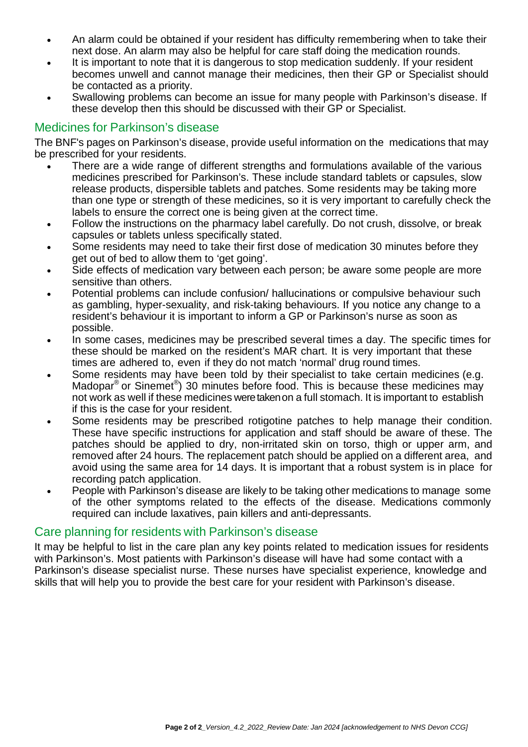- An alarm could be obtained if your resident has difficulty remembering when to take their next dose. An alarm may also be helpful for care staff doing the medication rounds.
- It is important to note that it is dangerous to stop medication suddenly. If your resident becomes unwell and cannot manage their medicines, then their GP or Specialist should be contacted as a priority.
- Swallowing problems can become an issue for many people with Parkinson's disease. If these develop then this should be discussed with their GP or Specialist.

## Medicines for Parkinson's disease

The BNF's pages on Parkinson's disease, provide useful information on the medications that may be prescribed for your residents.

- There are a wide range of different strengths and formulations available of the various medicines prescribed for Parkinson's. These include standard tablets or capsules, slow release products, dispersible tablets and patches. Some residents may be taking more than one type or strength of these medicines, so it is very important to carefully check the labels to ensure the correct one is being given at the correct time.
- Follow the instructions on the pharmacy label carefully. Do not crush, dissolve, or break capsules or tablets unless specifically stated.
- Some residents may need to take their first dose of medication 30 minutes before they get out of bed to allow them to 'get going'.
- Side effects of medication vary between each person; be aware some people are more sensitive than others.
- Potential problems can include confusion/ hallucinations or compulsive behaviour such as gambling, hyper-sexuality, and risk-taking behaviours. If you notice any change to a resident's behaviour it is important to inform a GP or Parkinson's nurse as soon as possible.
- In some cases, medicines may be prescribed several times a day. The specific times for these should be marked on the resident's MAR chart. It is very important that these times are adhered to, even if they do not match 'normal' drug round times.
- Some residents may have been told by their specialist to take certain medicines (e.g. Madopar® or Sinemet®) 30 minutes before food. This is because these medicines may not work as well if these medicines were taken on a full stomach. It is important to establish if this is the case for your resident.
- Some residents may be prescribed rotigotine patches to help manage their condition. These have specific instructions for application and staff should be aware of these. The patches should be applied to dry, non-irritated skin on torso, thigh or upper arm, and removed after 24 hours. The replacement patch should be applied on a different area, and avoid using the same area for 14 days. It is important that a robust system is in place for recording patch application.
- People with Parkinson's disease are likely to be taking other medications to manage some of the other symptoms related to the effects of the disease. Medications commonly required can include laxatives, pain killers and anti-depressants.

## Care planning for residents with Parkinson's disease

It may be helpful to list in the care plan any key points related to medication issues for residents with Parkinson's. Most patients with Parkinson's disease will have had some contact with a Parkinson's disease specialist nurse. These nurses have specialist experience, knowledge and skills that will help you to provide the best care for your resident with Parkinson's disease.